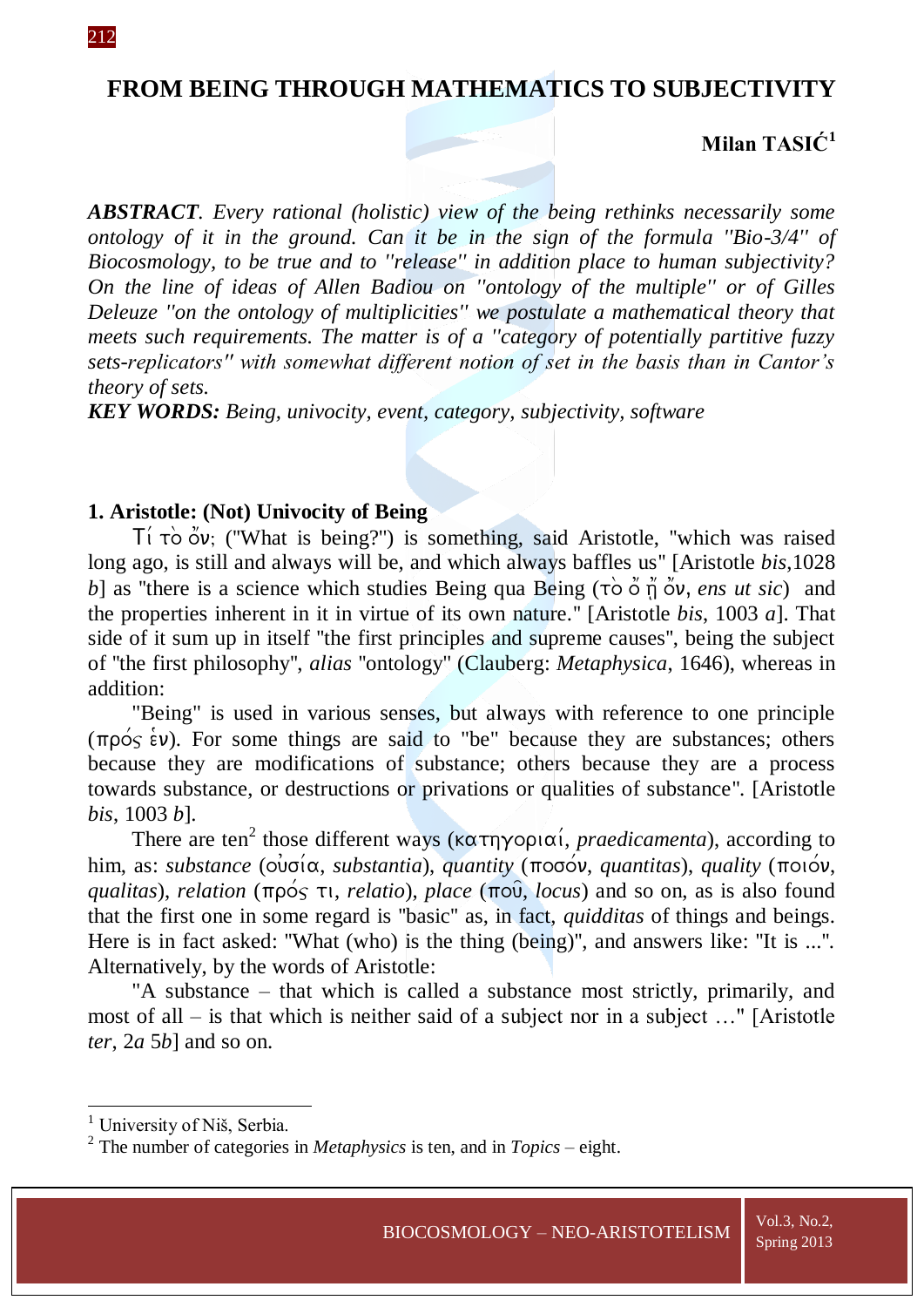# FROM BEING THROUGH MATHEMATICS TO SUBJECTIVITY

**Milan TASIĆ**[1]

***ABSTRACT**. Every rational (holistic) view of the being rethinks necessarily some ontology of it in the ground. Can it be in the sign of the formula "Bio-3/4" of Biocosmology, to be true and to "release" in addition place to human subjectivity? On the line of ideas of Allen Badiou on "ontology of the multiple" or of Gilles Deleuze "on the ontology of multiplicities" we postulate a mathematical theory that meets such requirements. The matter is of a "category of potentially partitive fuzzy sets-replicators" with somewhat different notion of set in the basis than in Cantor's theory of sets.*

***KEY WORDS:** Being, univocity, event, category, subjectivity, software*

## 1. Aristotle: (Not) Univocity of Being

Τί τὸ ὄν; ("What is being?") is something, said Aristotle, "which was raised long ago, is still and always will be, and which always baffles us" [Aristotle *bis*,1028 *b*] as "there is a science which studies Being qua Being (τὸ ὄ ᾗ ὄν, *ens ut sic*) and the properties inherent in it in virtue of its own nature." [Aristotle *bis*, 1003 *a*]. That side of it sum up in itself "the first principles and supreme causes", being the subject of "the first philosophy", *alias* "ontology" (Clauberg: *Metaphysica*, 1646), whereas in addition:

"Being" is used in various senses, but always with reference to one principle (πρός ἕν). For some things are said to "be" because they are substances; others because they are modifications of substance; others because they are a process towards substance, or destructions or privations or qualities of substance". [Aristotle *bis*, 1003 *b*].

There are ten[2] those different ways (κατηγοριαί, *praedicamenta*), according to him, as: *substance* (οὐσία, *substantia*), *quantity* (ποσόν, *quantitas*), *quality* (ποιόν, *qualitas*), *relation* (πρός τι, *relatio*), *place* (ποῦ, *locus*) and so on, as is also found that the first one in some regard is "basic" as, in fact, *quidditas* of things and beings. Here is in fact asked: "What (who) is the thing (being)", and answers like: "It is ...". Alternatively, by the words of Aristotle:

"A substance – that which is called a substance most strictly, primarily, and most of all – is that which is neither said of a subject nor in a subject …" [Aristotle *ter*, 2*a* 5*b*] and so on.

---

[1] University of Niš, Serbia.

[2] The number of categories in *Metaphysics* is ten, and in *Topics* – eight.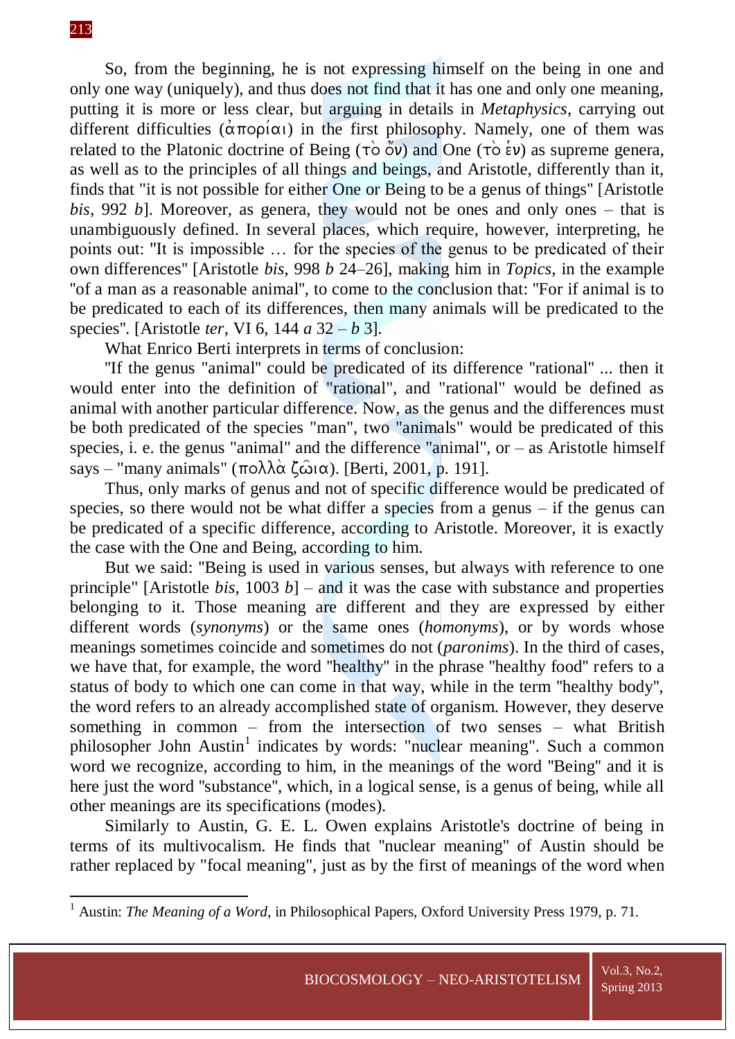So, from the beginning, he is not expressing himself on the being in one and only one way (uniquely), and thus does not find that it has one and only one meaning, putting it is more or less clear, but arguing in details in *Metaphysics*, carrying out different difficulties (ἀπορίαι) in the first philosophy. Namely, one of them was related to the Platonic doctrine of Being (τὸ ὄν) and One (τὸ ἕν) as supreme genera, as well as to the principles of all things and beings, and Aristotle, differently than it, finds that "it is not possible for either One or Being to be a genus of things" [Aristotle *bis*, 992 *b*]. Moreover, as genera, they would not be ones and only ones – that is unambiguously defined. In several places, which require, however, interpreting, he points out: "It is impossible … for the species of the genus to be predicated of their own differences" [Aristotle *bis*, 998 *b* 24–26], making him in *Topics*, in the example "of a man as a reasonable animal", to come to the conclusion that: "For if animal is to be predicated to each of its differences, then many animals will be predicated to the species". [Aristotle *ter*, VI 6, 144 *a* 32 – *b* 3].

What Enrico Berti interprets in terms of conclusion:

"If the genus "animal" could be predicated of its difference "rational" ... then it would enter into the definition of "rational", and "rational" would be defined as animal with another particular difference. Now, as the genus and the differences must be both predicated of the species "man", two "animals" would be predicated of this species, i. e. the genus "animal" and the difference "animal", or – as Aristotle himself says – "many animals" (πολλὰ ζῷα). [Berti, 2001, p. 191].

Thus, only marks of genus and not of specific difference would be predicated of species, so there would not be what differ a species from a genus – if the genus can be predicated of a specific difference, according to Aristotle. Moreover, it is exactly the case with the One and Being, according to him.

But we said: "Being is used in various senses, but always with reference to one principle" [Aristotle *bis*, 1003 *b*] – and it was the case with substance and properties belonging to it. Those meaning are different and they are expressed by either different words (*synonyms*) or the same ones (*homonyms*), or by words whose meanings sometimes coincide and sometimes do not (*paronims*). In the third of cases, we have that, for example, the word "healthy" in the phrase "healthy food" refers to a status of body to which one can come in that way, while in the term "healthy body", the word refers to an already accomplished state of organism. However, they deserve something in common – from the intersection of two senses – what British philosopher John Austin[1] indicates by words: "nuclear meaning". Such a common word we recognize, according to him, in the meanings of the word "Being" and it is here just the word "substance", which, in a logical sense, is a genus of being, while all other meanings are its specifications (modes).

Similarly to Austin, G. E. L. Owen explains Aristotle's doctrine of being in terms of its multivocalism. He finds that "nuclear meaning" of Austin should be rather replaced by "focal meaning", just as by the first of meanings of the word when

---

[1] Austin: *The Meaning of a Word*, in Philosophical Papers, Oxford University Press 1979, p. 71.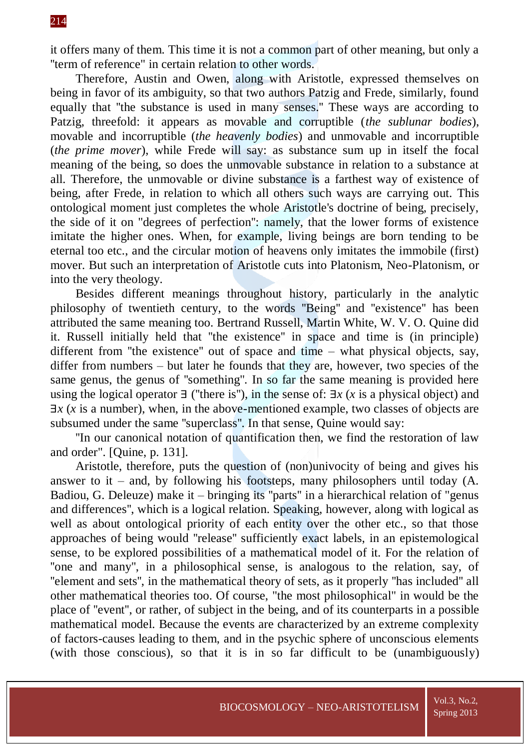it offers many of them. This time it is not a common part of other meaning, but only a "term of reference" in certain relation to other words.

Therefore, Austin and Owen, along with Aristotle, expressed themselves on being in favor of its ambiguity, so that two authors Patzig and Frede, similarly, found equally that "the substance is used in many senses." These ways are according to Patzig, threefold: it appears as movable and corruptible (*the sublunar bodies*), movable and incorruptible (*the heavenly bodies*) and unmovable and incorruptible (*the prime mover*), while Frede will say: as substance sum up in itself the focal meaning of the being, so does the unmovable substance in relation to a substance at all. Therefore, the unmovable or divine substance is a farthest way of existence of being, after Frede, in relation to which all others such ways are carrying out. This ontological moment just completes the whole Aristotle's doctrine of being, precisely, the side of it on "degrees of perfection": namely, that the lower forms of existence imitate the higher ones. When, for example, living beings are born tending to be eternal too etc., and the circular motion of heavens only imitates the immobile (first) mover. But such an interpretation of Aristotle cuts into Platonism, Neo-Platonism, or into the very theology.

Besides different meanings throughout history, particularly in the analytic philosophy of twentieth century, to the words "Being" and "existence" has been attributed the same meaning too. Bertrand Russell, Martin White, W. V. O. Quine did it. Russell initially held that "the existence" in space and time is (in principle) different from "the existence" out of space and time – what physical objects, say, differ from numbers – but later he founds that they are, however, two species of the same genus, the genus of "something". In so far the same meaning is provided here using the logical operator ∃ ("there is"), in the sense of: $\exists x$ ($x$ is a physical object) and $\exists x$ ($x$ is a number), when, in the above-mentioned example, two classes of objects are subsumed under the same "superclass". In that sense, Quine would say:

"In our canonical notation of quantification then, we find the restoration of law and order". [Quine, p. 131].

Aristotle, therefore, puts the question of (non)univocity of being and gives his answer to it – and, by following his footsteps, many philosophers until today (A. Badiou, G. Deleuze) make it – bringing its "parts" in a hierarchical relation of "genus and differences", which is a logical relation. Speaking, however, along with logical as well as about ontological priority of each entity over the other etc., so that those approaches of being would "release" sufficiently exact labels, in an epistemological sense, to be explored possibilities of a mathematical model of it. For the relation of "one and many", in a philosophical sense, is analogous to the relation, say, of "element and sets", in the mathematical theory of sets, as it properly "has included" all other mathematical theories too. Of course, "the most philosophical" in would be the place of "event", or rather, of subject in the being, and of its counterparts in a possible mathematical model. Because the events are characterized by an extreme complexity of factors-causes leading to them, and in the psychic sphere of unconscious elements (with those conscious), so that it is in so far difficult to be (unambiguously)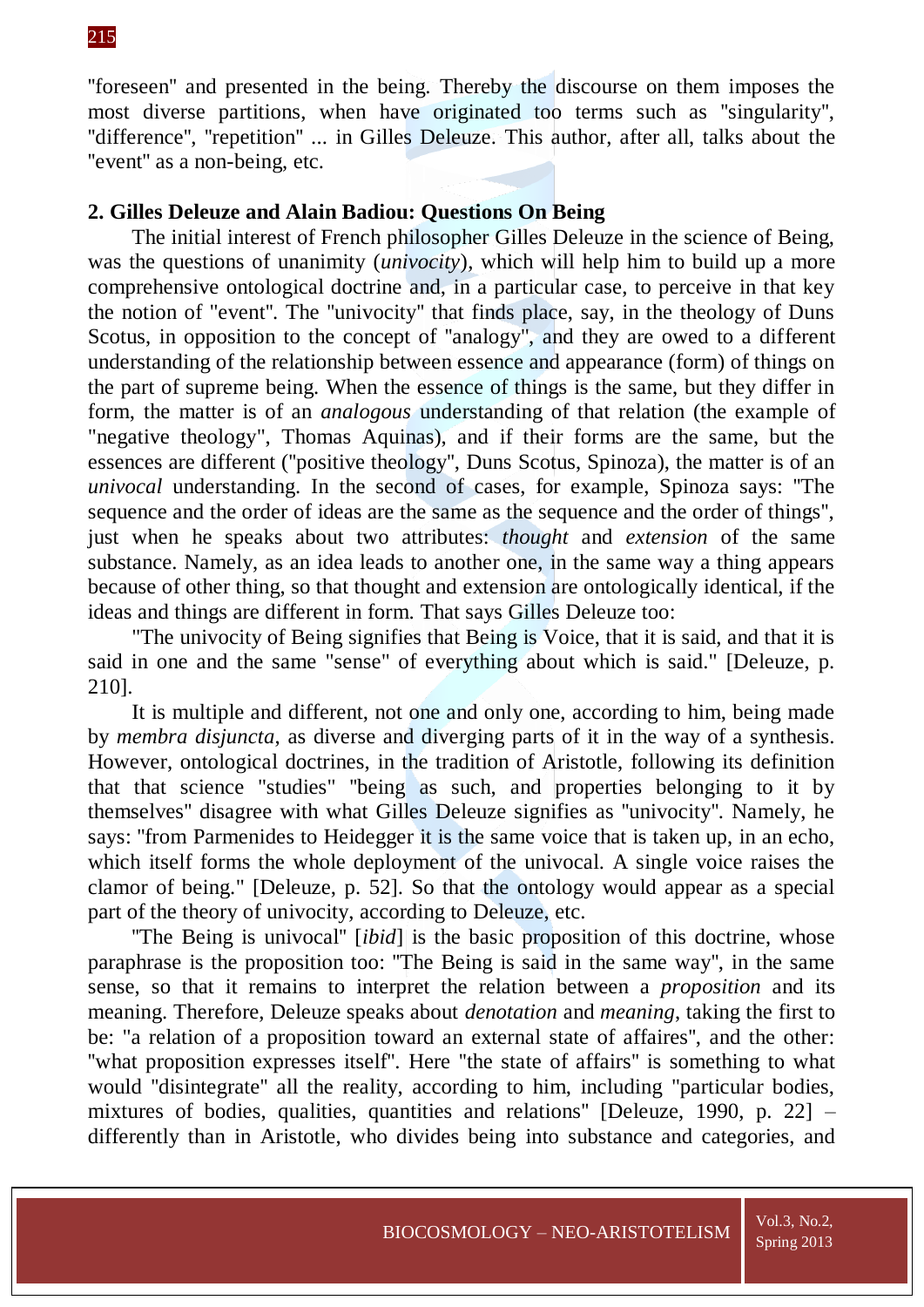"foreseen" and presented in the being. Thereby the discourse on them imposes the most diverse partitions, when have originated too terms such as "singularity", "difference", "repetition" ... in Gilles Deleuze. This author, after all, talks about the "event" as a non-being, etc.

## 2. Gilles Deleuze and Alain Badiou: Questions On Being

The initial interest of French philosopher Gilles Deleuze in the science of Being, was the questions of unanimity (*univocity*), which will help him to build up a more comprehensive ontological doctrine and, in a particular case, to perceive in that key the notion of "event". The "univocity" that finds place, say, in the theology of Duns Scotus, in opposition to the concept of "analogy", and they are owed to a different understanding of the relationship between essence and appearance (form) of things on the part of supreme being. When the essence of things is the same, but they differ in form, the matter is of an *analogous* understanding of that relation (the example of "negative theology", Thomas Aquinas), and if their forms are the same, but the essences are different ("positive theology", Duns Scotus, Spinoza), the matter is of an *univocal* understanding. In the second of cases, for example, Spinoza says: "The sequence and the order of ideas are the same as the sequence and the order of things", just when he speaks about two attributes: *thought* and *extension* of the same substance. Namely, as an idea leads to another one, in the same way a thing appears because of other thing, so that thought and extension are ontologically identical, if the ideas and things are different in form. That says Gilles Deleuze too:

"The univocity of Being signifies that Being is Voice, that it is said, and that it is said in one and the same "sense" of everything about which is said." [Deleuze, p. 210].

It is multiple and different, not one and only one, according to him, being made by *membra disjuncta*, as diverse and diverging parts of it in the way of a synthesis. However, ontological doctrines, in the tradition of Aristotle, following its definition that that science "studies" "being as such, and properties belonging to it by themselves" disagree with what Gilles Deleuze signifies as "univocity". Namely, he says: "from Parmenides to Heidegger it is the same voice that is taken up, in an echo, which itself forms the whole deployment of the univocal. A single voice raises the clamor of being." [Deleuze, p. 52]. So that the ontology would appear as a special part of the theory of univocity, according to Deleuze, etc.

"The Being is univocal" [*ibid*] is the basic proposition of this doctrine, whose paraphrase is the proposition too: "The Being is said in the same way", in the same sense, so that it remains to interpret the relation between a *proposition* and its meaning. Therefore, Deleuze speaks about *denotation* and *meaning*, taking the first to be: "a relation of a proposition toward an external state of affaires", and the other: "what proposition expresses itself". Here "the state of affairs" is something to what would "disintegrate" all the reality, according to him, including "particular bodies, mixtures of bodies, qualities, quantities and relations" [Deleuze, 1990, p. 22] – differently than in Aristotle, who divides being into substance and categories, and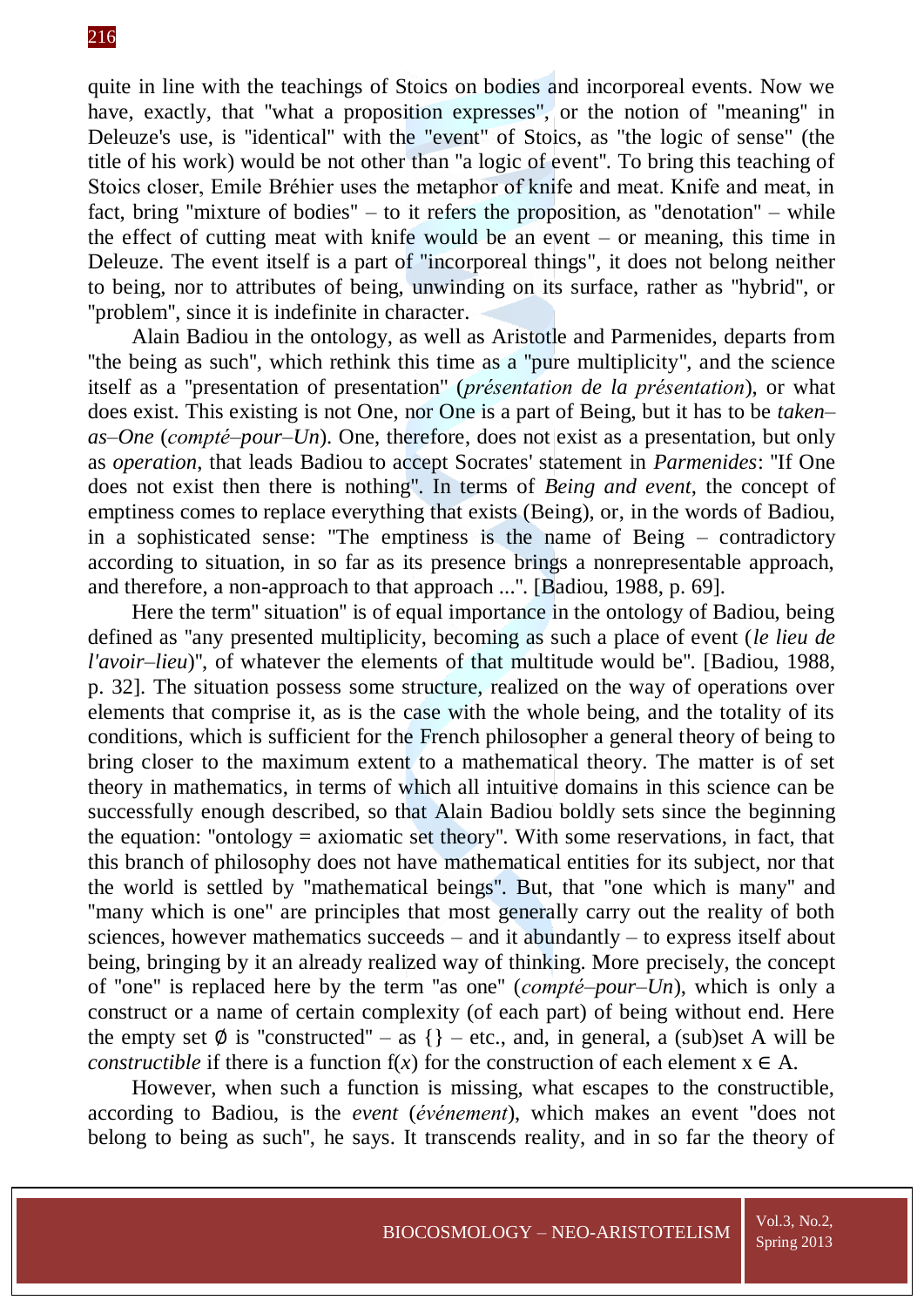quite in line with the teachings of Stoics on bodies and incorporeal events. Now we have, exactly, that "what a proposition expresses", or the notion of "meaning" in Deleuze's use, is "identical" with the "event" of Stoics, as "the logic of sense" (the title of his work) would be not other than "a logic of event". To bring this teaching of Stoics closer, Emile Bréhier uses the metaphor of knife and meat. Knife and meat, in fact, bring "mixture of bodies" – to it refers the proposition, as "denotation" – while the effect of cutting meat with knife would be an event – or meaning, this time in Deleuze. The event itself is a part of "incorporeal things", it does not belong neither to being, nor to attributes of being, unwinding on its surface, rather as "hybrid", or "problem", since it is indefinite in character.

Alain Badiou in the ontology, as well as Aristotle and Parmenides, departs from "the being as such", which rethink this time as a "pure multiplicity", and the science itself as a "presentation of presentation" (*présentation de la présentation*), or what does exist. This existing is not One, nor One is a part of Being, but it has to be *taken–as–One* (*compté–pour–Un*). One, therefore, does not exist as a presentation, but only as *operation*, that leads Badiou to accept Socrates' statement in *Parmenides*: "If One does not exist then there is nothing". In terms of *Being and event*, the concept of emptiness comes to replace everything that exists (Being), or, in the words of Badiou, in a sophisticated sense: "The emptiness is the name of Being – contradictory according to situation, in so far as its presence brings a nonrepresentable approach, and therefore, a non-approach to that approach ...". [Badiou, 1988, p. 69].

Here the term" situation" is of equal importance in the ontology of Badiou, being defined as "any presented multiplicity, becoming as such a place of event (*le lieu de l'avoir–lieu*)", of whatever the elements of that multitude would be". [Badiou, 1988, p. 32]. The situation possess some structure, realized on the way of operations over elements that comprise it, as is the case with the whole being, and the totality of its conditions, which is sufficient for the French philosopher a general theory of being to bring closer to the maximum extent to a mathematical theory. The matter is of set theory in mathematics, in terms of which all intuitive domains in this science can be successfully enough described, so that Alain Badiou boldly sets since the beginning the equation: "ontology = axiomatic set theory". With some reservations, in fact, that this branch of philosophy does not have mathematical entities for its subject, nor that the world is settled by "mathematical beings". But, that "one which is many" and "many which is one" are principles that most generally carry out the reality of both sciences, however mathematics succeeds – and it abundantly – to express itself about being, bringing by it an already realized way of thinking. More precisely, the concept of "one" is replaced here by the term "as one" (*compté–pour–Un*), which is only a construct or a name of certain complexity (of each part) of being without end. Here the empty set $\emptyset$ is "constructed" – as {} – etc., and, in general, a (sub)set A will be *constructible* if there is a function f($x$) for the construction of each element $x \in A$.

However, when such a function is missing, what escapes to the constructible, according to Badiou, is the *event* (*événement*), which makes an event "does not belong to being as such", he says. It transcends reality, and in so far the theory of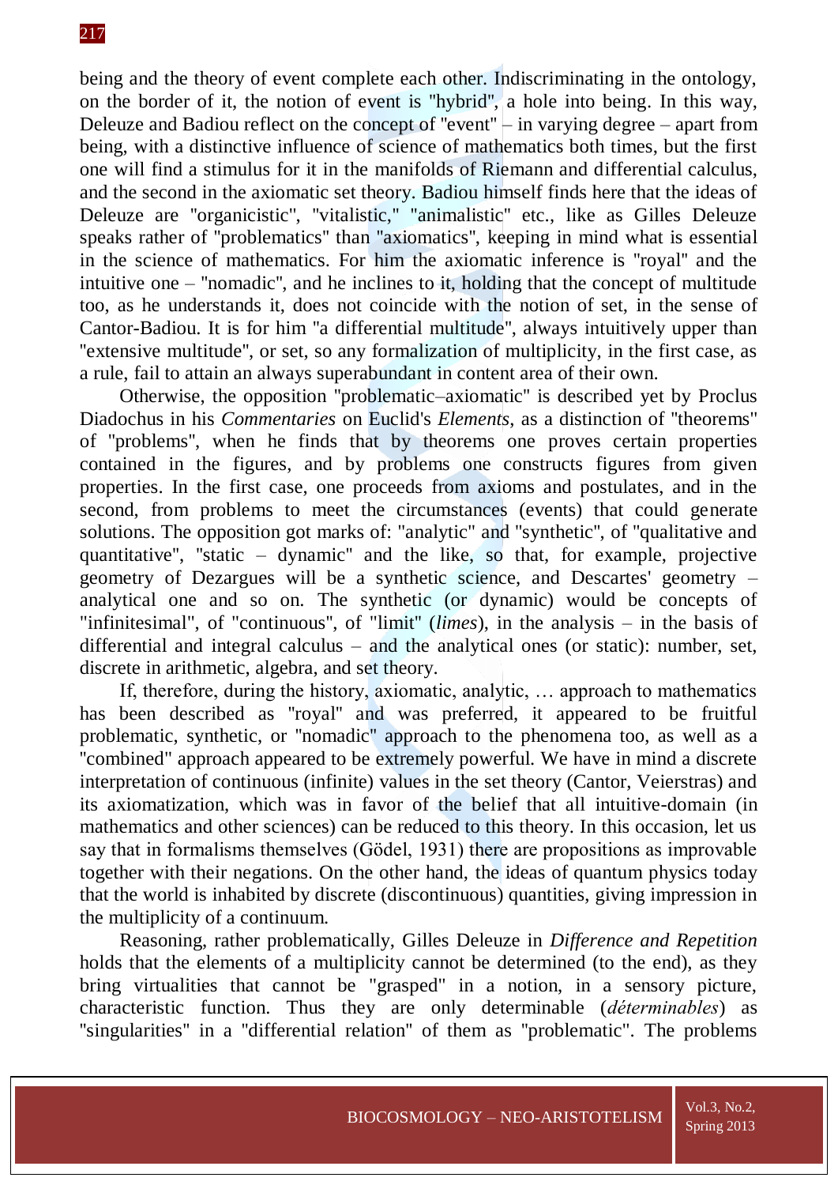being and the theory of event complete each other. Indiscriminating in the ontology, on the border of it, the notion of event is "hybrid", a hole into being. In this way, Deleuze and Badiou reflect on the concept of "event" – in varying degree – apart from being, with a distinctive influence of science of mathematics both times, but the first one will find a stimulus for it in the manifolds of Riemann and differential calculus, and the second in the axiomatic set theory. Badiou himself finds here that the ideas of Deleuze are "organicistic", "vitalistic," "animalistic" etc., like as Gilles Deleuze speaks rather of "problematics" than "axiomatics", keeping in mind what is essential in the science of mathematics. For him the axiomatic inference is "royal" and the intuitive one – "nomadic", and he inclines to it, holding that the concept of multitude too, as he understands it, does not coincide with the notion of set, in the sense of Cantor-Badiou. It is for him "a differential multitude", always intuitively upper than "extensive multitude", or set, so any formalization of multiplicity, in the first case, as a rule, fail to attain an always superabundant in content area of their own.

Otherwise, the opposition "problematic–axiomatic" is described yet by Proclus Diadochus in his *Commentaries* on Euclid's *Elements*, as a distinction of "theorems" of "problems", when he finds that by theorems one proves certain properties contained in the figures, and by problems one constructs figures from given properties. In the first case, one proceeds from axioms and postulates, and in the second, from problems to meet the circumstances (events) that could generate solutions. The opposition got marks of: "analytic" and "synthetic", of "qualitative and quantitative", "static – dynamic" and the like, so that, for example, projective geometry of Dezargues will be a synthetic science, and Descartes' geometry – analytical one and so on. The synthetic (or dynamic) would be concepts of "infinitesimal", of "continuous", of "limit" (*limes*), in the analysis – in the basis of differential and integral calculus – and the analytical ones (or static): number, set, discrete in arithmetic, algebra, and set theory.

If, therefore, during the history, axiomatic, analytic, … approach to mathematics has been described as "royal" and was preferred, it appeared to be fruitful problematic, synthetic, or "nomadic" approach to the phenomena too, as well as a "combined" approach appeared to be extremely powerful. We have in mind a discrete interpretation of continuous (infinite) values in the set theory (Cantor, Veierstras) and its axiomatization, which was in favor of the belief that all intuitive-domain (in mathematics and other sciences) can be reduced to this theory. In this occasion, let us say that in formalisms themselves (Gödel, 1931) there are propositions as improvable together with their negations. On the other hand, the ideas of quantum physics today that the world is inhabited by discrete (discontinuous) quantities, giving impression in the multiplicity of a continuum.

Reasoning, rather problematically, Gilles Deleuze in *Difference and Repetition* holds that the elements of a multiplicity cannot be determined (to the end), as they bring virtualities that cannot be "grasped" in a notion, in a sensory picture, characteristic function. Thus they are only determinable (*déterminables*) as "singularities" in a "differential relation" of them as "problematic". The problems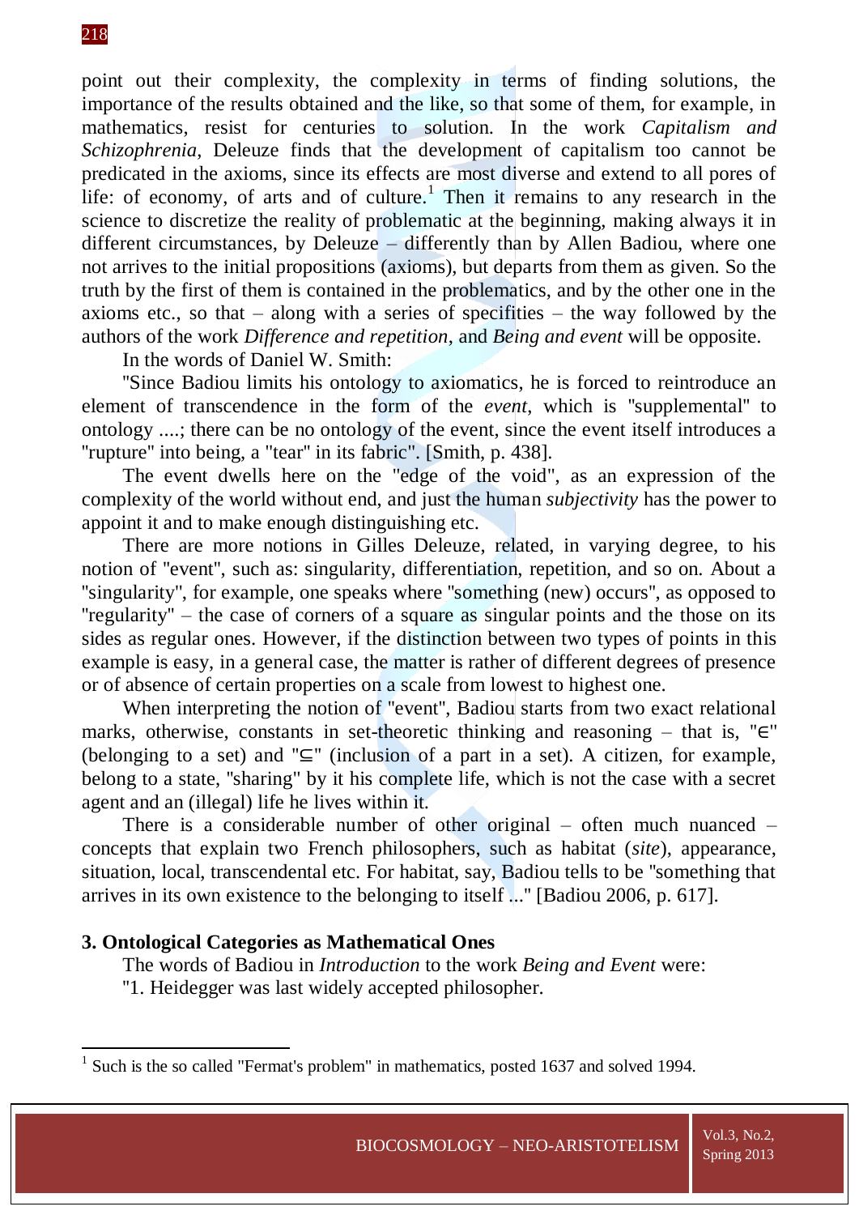point out their complexity, the complexity in terms of finding solutions, the importance of the results obtained and the like, so that some of them, for example, in mathematics, resist for centuries to solution. In the work *Capitalism and Schizophrenia*, Deleuze finds that the development of capitalism too cannot be predicated in the axioms, since its effects are most diverse and extend to all pores of life: of economy, of arts and of culture.[1] Then it remains to any research in the science to discretize the reality of problematic at the beginning, making always it in different circumstances, by Deleuze – differently than by Allen Badiou, where one not arrives to the initial propositions (axioms), but departs from them as given. So the truth by the first of them is contained in the problematics, and by the other one in the axioms etc., so that – along with a series of specifities – the way followed by the authors of the work *Difference and repetition*, and *Being and event* will be opposite.

In the words of Daniel W. Smith:

"Since Badiou limits his ontology to axiomatics, he is forced to reintroduce an element of transcendence in the form of the *event*, which is "supplemental" to ontology ....; there can be no ontology of the event, since the event itself introduces a "rupture" into being, a "tear" in its fabric". [Smith, p. 438].

The event dwells here on the "edge of the void", as an expression of the complexity of the world without end, and just the human *subjectivity* has the power to appoint it and to make enough distinguishing etc.

There are more notions in Gilles Deleuze, related, in varying degree, to his notion of "event", such as: singularity, differentiation, repetition, and so on. About a "singularity", for example, one speaks where "something (new) occurs", as opposed to "regularity" – the case of corners of a square as singular points and the those on its sides as regular ones. However, if the distinction between two types of points in this example is easy, in a general case, the matter is rather of different degrees of presence or of absence of certain properties on a scale from lowest to highest one.

When interpreting the notion of "event", Badiou starts from two exact relational marks, otherwise, constants in set-theoretic thinking and reasoning – that is, "$\in$" (belonging to a set) and "$\subseteq$" (inclusion of a part in a set). A citizen, for example, belong to a state, "sharing" by it his complete life, which is not the case with a secret agent and an (illegal) life he lives within it.

There is a considerable number of other original – often much nuanced – concepts that explain two French philosophers, such as habitat (*site*), appearance, situation, local, transcendental etc. For habitat, say, Badiou tells to be "something that arrives in its own existence to the belonging to itself ..." [Badiou 2006, p. 617].

### 3. Ontological Categories as Mathematical Ones

The words of Badiou in *Introduction* to the work *Being and Event* were:

"1. Heidegger was last widely accepted philosopher.

[1] Such is the so called "Fermat's problem" in mathematics, posted 1637 and solved 1994.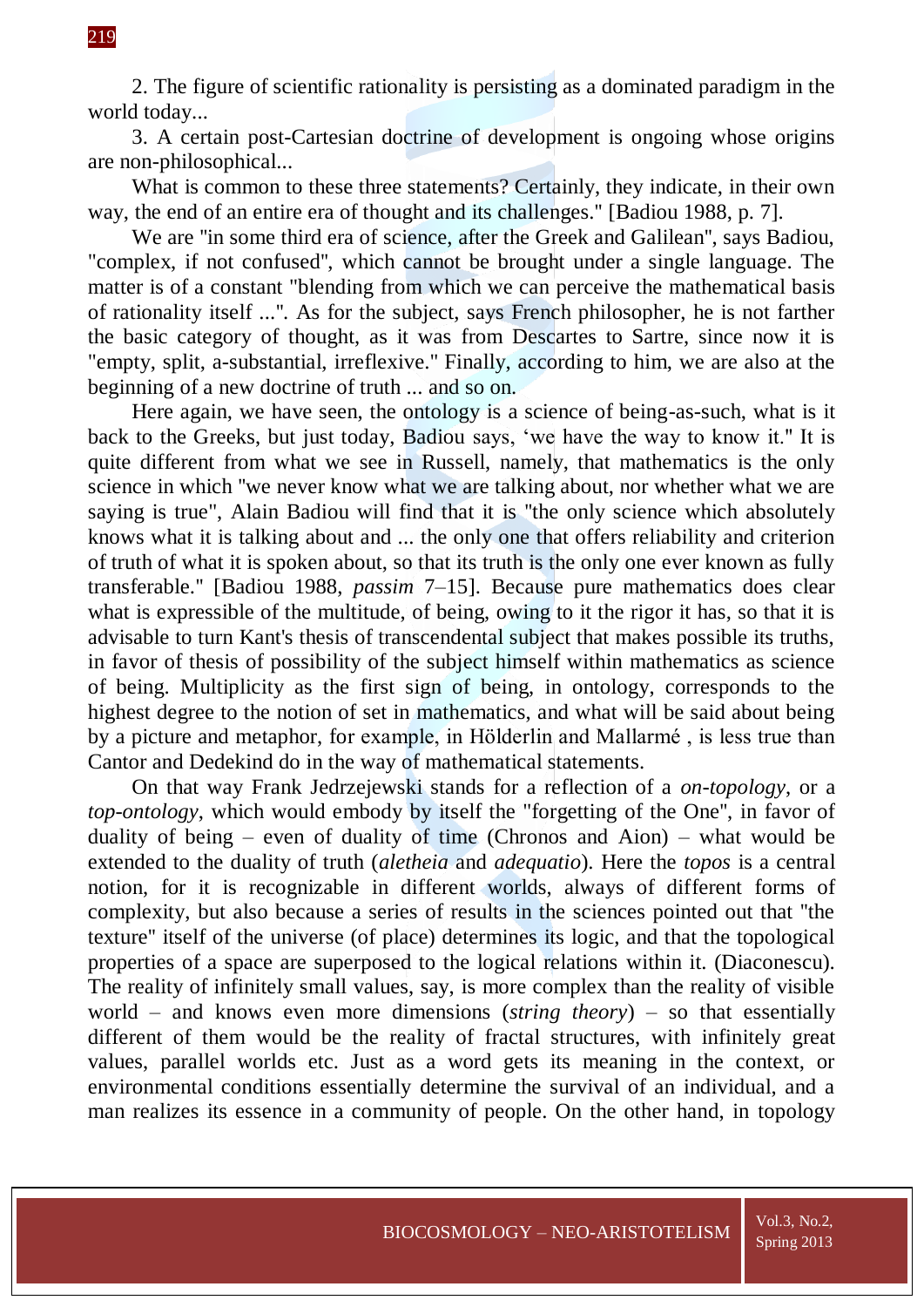2. The figure of scientific rationality is persisting as a dominated paradigm in the world today...

3. A certain post-Cartesian doctrine of development is ongoing whose origins are non-philosophical...

What is common to these three statements? Certainly, they indicate, in their own way, the end of an entire era of thought and its challenges." [Badiou 1988, p. 7].

We are "in some third era of science, after the Greek and Galilean", says Badiou, "complex, if not confused", which cannot be brought under a single language. The matter is of a constant "blending from which we can perceive the mathematical basis of rationality itself ...". As for the subject, says French philosopher, he is not farther the basic category of thought, as it was from Descartes to Sartre, since now it is "empty, split, a-substantial, irreflexive." Finally, according to him, we are also at the beginning of a new doctrine of truth ... and so on.

Here again, we have seen, the ontology is a science of being-as-such, what is it back to the Greeks, but just today, Badiou says, 'we have the way to know it." It is quite different from what we see in Russell, namely, that mathematics is the only science in which "we never know what we are talking about, nor whether what we are saying is true", Alain Badiou will find that it is "the only science which absolutely knows what it is talking about and ... the only one that offers reliability and criterion of truth of what it is spoken about, so that its truth is the only one ever known as fully transferable." [Badiou 1988, *passim* 7–15]. Because pure mathematics does clear what is expressible of the multitude, of being, owing to it the rigor it has, so that it is advisable to turn Kant's thesis of transcendental subject that makes possible its truths, in favor of thesis of possibility of the subject himself within mathematics as science of being. Multiplicity as the first sign of being, in ontology, corresponds to the highest degree to the notion of set in mathematics, and what will be said about being by a picture and metaphor, for example, in Hölderlin and Mallarmé , is less true than Cantor and Dedekind do in the way of mathematical statements.

On that way Frank Jedrzejewski stands for a reflection of a *on-topology*, or a *top-ontology*, which would embody by itself the "forgetting of the One", in favor of duality of being – even of duality of time (Chronos and Aion) – what would be extended to the duality of truth (*aletheia* and *adequatio*). Here the *topos* is a central notion, for it is recognizable in different worlds, always of different forms of complexity, but also because a series of results in the sciences pointed out that "the texture" itself of the universe (of place) determines its logic, and that the topological properties of a space are superposed to the logical relations within it. (Diaconescu). The reality of infinitely small values, say, is more complex than the reality of visible world – and knows even more dimensions (*string theory*) – so that essentially different of them would be the reality of fractal structures, with infinitely great values, parallel worlds etc. Just as a word gets its meaning in the context, or environmental conditions essentially determine the survival of an individual, and a man realizes its essence in a community of people. On the other hand, in topology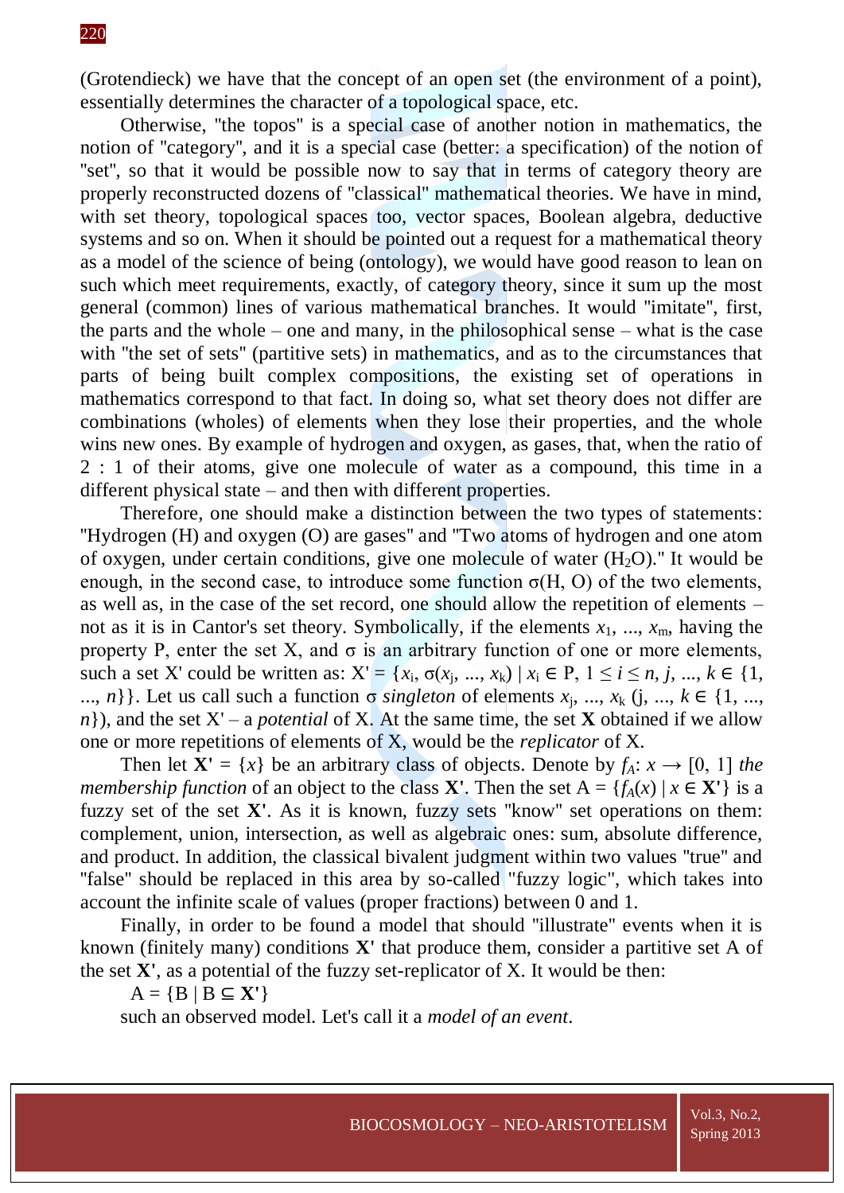(Grotendieck) we have that the concept of an open set (the environment of a point), essentially determines the character of a topological space, etc.

Otherwise, "the topos" is a special case of another notion in mathematics, the notion of "category", and it is a special case (better: a specification) of the notion of "set", so that it would be possible now to say that in terms of category theory are properly reconstructed dozens of "classical" mathematical theories. We have in mind, with set theory, topological spaces too, vector spaces, Boolean algebra, deductive systems and so on. When it should be pointed out a request for a mathematical theory as a model of the science of being (ontology), we would have good reason to lean on such which meet requirements, exactly, of category theory, since it sum up the most general (common) lines of various mathematical branches. It would "imitate", first, the parts and the whole – one and many, in the philosophical sense – what is the case with "the set of sets" (partitive sets) in mathematics, and as to the circumstances that parts of being built complex compositions, the existing set of operations in mathematics correspond to that fact. In doing so, what set theory does not differ are combinations (wholes) of elements when they lose their properties, and the whole wins new ones. By example of hydrogen and oxygen, as gases, that, when the ratio of 2 : 1 of their atoms, give one molecule of water as a compound, this time in a different physical state – and then with different properties.

Therefore, one should make a distinction between the two types of statements: "Hydrogen (H) and oxygen (O) are gases" and "Two atoms of hydrogen and one atom of oxygen, under certain conditions, give one molecule of water ($H_2O$)." It would be enough, in the second case, to introduce some function σ(H, O) of the two elements, as well as, in the case of the set record, one should allow the repetition of elements – not as it is in Cantor's set theory. Symbolically, if the elements $x_1, ..., x_m$, having the property P, enter the set X, and σ is an arbitrary function of one or more elements, such a set X' could be written as: $X' = \{x_i, \sigma(x_j, ..., x_k) \mid x_i \in P, 1 \leq i \leq n, j, ..., k \in \{1, ..., n\}\}$. Let us call such a function σ *singleton* of elements $x_j, ..., x_k$ ($j, ..., k \in \{1, ..., n\}$), and the set X' – a *potential* of X. At the same time, the set **X** obtained if we allow one or more repetitions of elements of X, would be the *replicator* of X.

Then let $\mathbf{X'} = \{x\}$ be an arbitrary class of objects. Denote by $f_A: x \rightarrow [0, 1]$ *the membership function* of an object to the class **X'**. Then the set $A = \{f_A(x) \mid x \in \mathbf{X'}\}$ is a fuzzy set of the set **X'**. As it is known, fuzzy sets "know" set operations on them: complement, union, intersection, as well as algebraic ones: sum, absolute difference, and product. In addition, the classical bivalent judgment within two values "true" and "false" should be replaced in this area by so-called "fuzzy logic", which takes into account the infinite scale of values (proper fractions) between 0 and 1.

Finally, in order to be found a model that should "illustrate" events when it is known (finitely many) conditions **X'** that produce them, consider a partitive set A of the set **X'**, as a potential of the fuzzy set-replicator of X. It would be then:

$$A = \{B \mid B \subseteq \mathbf{X'}\}$$

such an observed model. Let's call it a *model of an event*.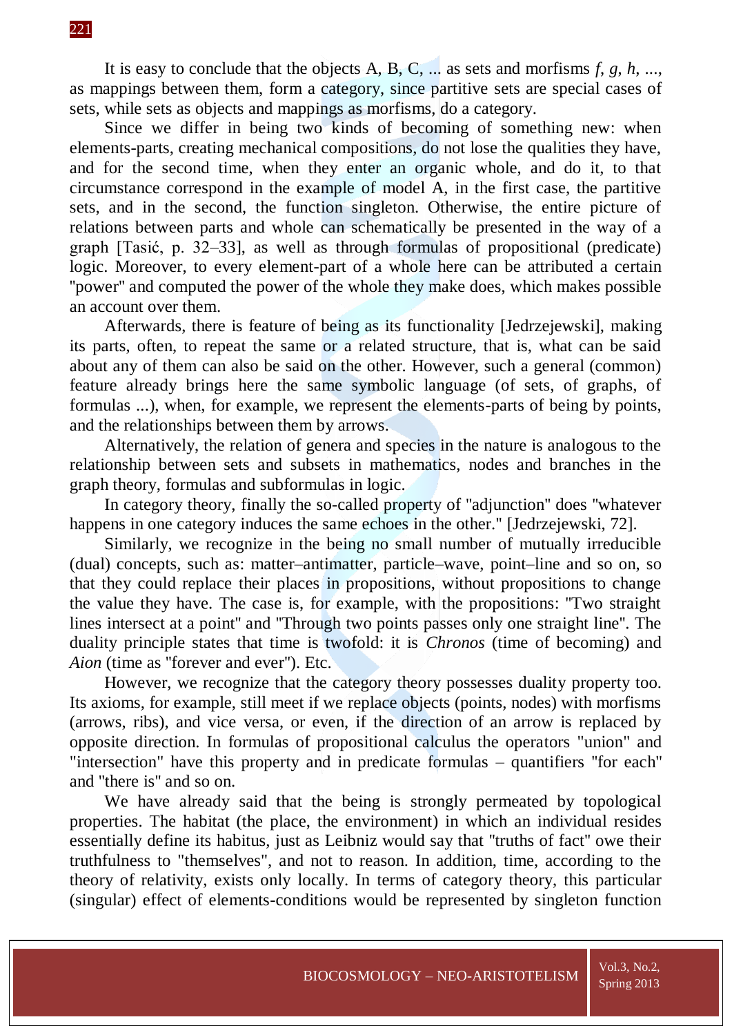It is easy to conclude that the objects A, B, C, ... as sets and morfisms *f*, *g*, *h*, ..., as mappings between them, form a category, since partitive sets are special cases of sets, while sets as objects and mappings as morfisms, do a category.

Since we differ in being two kinds of becoming of something new: when elements-parts, creating mechanical compositions, do not lose the qualities they have, and for the second time, when they enter an organic whole, and do it, to that circumstance correspond in the example of model A, in the first case, the partitive sets, and in the second, the function singleton. Otherwise, the entire picture of relations between parts and whole can schematically be presented in the way of a graph [Tasić, p. 32–33], as well as through formulas of propositional (predicate) logic. Moreover, to every element-part of a whole here can be attributed a certain "power" and computed the power of the whole they make does, which makes possible an account over them.

Afterwards, there is feature of being as its functionality [Jedrzejewski], making its parts, often, to repeat the same or a related structure, that is, what can be said about any of them can also be said on the other. However, such a general (common) feature already brings here the same symbolic language (of sets, of graphs, of formulas ...), when, for example, we represent the elements-parts of being by points, and the relationships between them by arrows.

Alternatively, the relation of genera and species in the nature is analogous to the relationship between sets and subsets in mathematics, nodes and branches in the graph theory, formulas and subformulas in logic.

In category theory, finally the so-called property of "adjunction" does "whatever happens in one category induces the same echoes in the other." [Jedrzejewski, 72].

Similarly, we recognize in the being no small number of mutually irreducible (dual) concepts, such as: matter–antimatter, particle–wave, point–line and so on, so that they could replace their places in propositions, without propositions to change the value they have. The case is, for example, with the propositions: "Two straight lines intersect at a point" and "Through two points passes only one straight line". The duality principle states that time is twofold: it is *Chronos* (time of becoming) and *Aion* (time as "forever and ever"). Etc.

However, we recognize that the category theory possesses duality property too. Its axioms, for example, still meet if we replace objects (points, nodes) with morfisms (arrows, ribs), and vice versa, or even, if the direction of an arrow is replaced by opposite direction. In formulas of propositional calculus the operators "union" and "intersection" have this property and in predicate formulas – quantifiers "for each" and "there is" and so on.

We have already said that the being is strongly permeated by topological properties. The habitat (the place, the environment) in which an individual resides essentially define its habitus, just as Leibniz would say that "truths of fact" owe their truthfulness to "themselves", and not to reason. In addition, time, according to the theory of relativity, exists only locally. In terms of category theory, this particular (singular) effect of elements-conditions would be represented by singleton function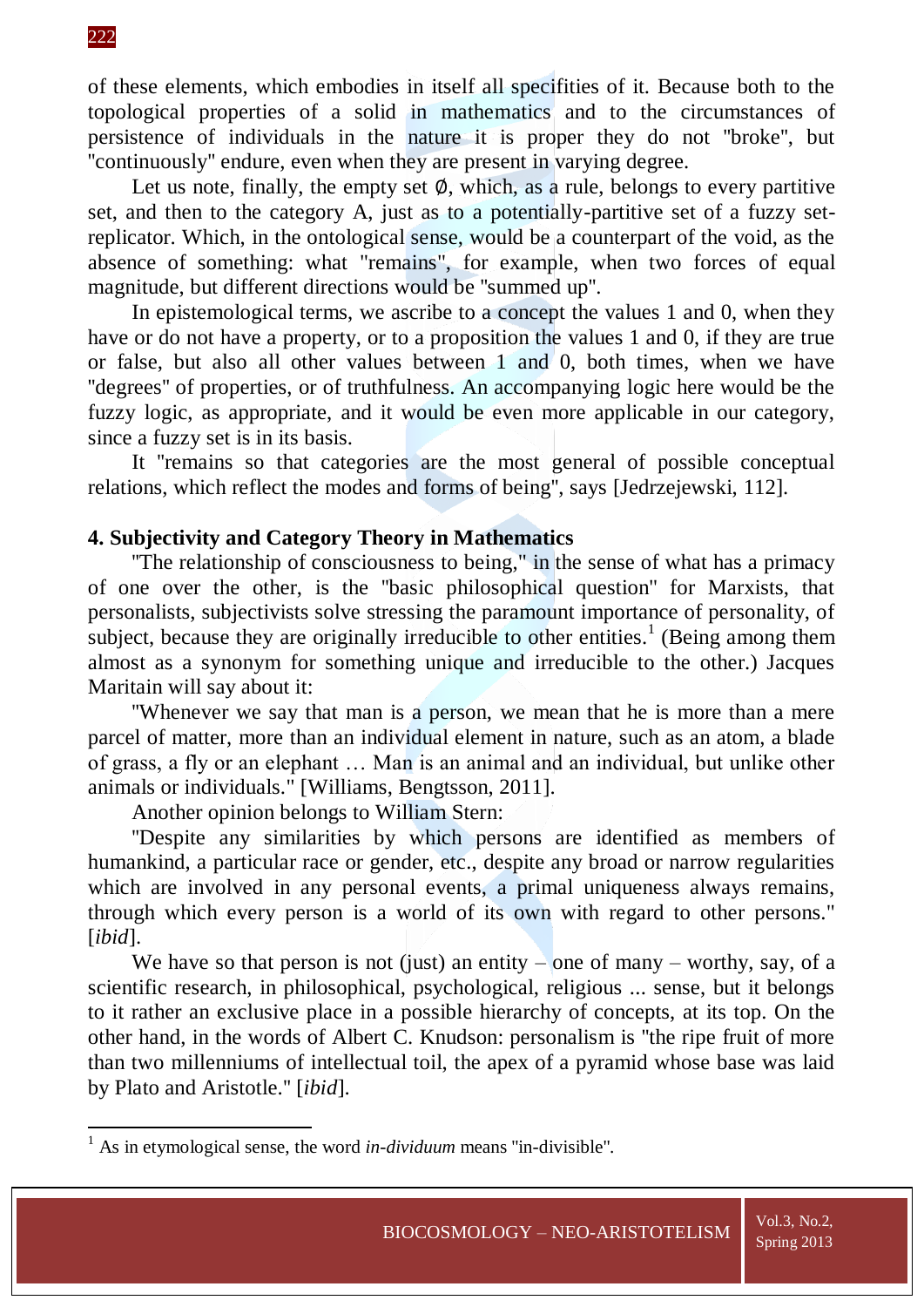of these elements, which embodies in itself all specifities of it. Because both to the topological properties of a solid in mathematics and to the circumstances of persistence of individuals in the nature it is proper they do not "broke", but "continuously" endure, even when they are present in varying degree.

Let us note, finally, the empty set ∅, which, as a rule, belongs to every partitive set, and then to the category A, just as to a potentially-partitive set of a fuzzy set-replicator. Which, in the ontological sense, would be a counterpart of the void, as the absence of something: what "remains", for example, when two forces of equal magnitude, but different directions would be "summed up".

In epistemological terms, we ascribe to a concept the values 1 and 0, when they have or do not have a property, or to a proposition the values 1 and 0, if they are true or false, but also all other values between 1 and 0, both times, when we have "degrees" of properties, or of truthfulness. An accompanying logic here would be the fuzzy logic, as appropriate, and it would be even more applicable in our category, since a fuzzy set is in its basis.

It "remains so that categories are the most general of possible conceptual relations, which reflect the modes and forms of being", says [Jedrzejewski, 112].

## 4. Subjectivity and Category Theory in Mathematics

"The relationship of consciousness to being," in the sense of what has a primacy of one over the other, is the "basic philosophical question" for Marxists, that personalists, subjectivists solve stressing the paramount importance of personality, of subject, because they are originally irreducible to other entities.[1] (Being among them almost as a synonym for something unique and irreducible to the other.) Jacques Maritain will say about it:

"Whenever we say that man is a person, we mean that he is more than a mere parcel of matter, more than an individual element in nature, such as an atom, a blade of grass, a fly or an elephant … Man is an animal and an individual, but unlike other animals or individuals." [Williams, Bengtsson, 2011].

Another opinion belongs to William Stern:

"Despite any similarities by which persons are identified as members of humankind, a particular race or gender, etc., despite any broad or narrow regularities which are involved in any personal events, a primal uniqueness always remains, through which every person is a world of its own with regard to other persons." [*ibid*].

We have so that person is not (just) an entity – one of many – worthy, say, of a scientific research, in philosophical, psychological, religious ... sense, but it belongs to it rather an exclusive place in a possible hierarchy of concepts, at its top. On the other hand, in the words of Albert C. Knudson: personalism is "the ripe fruit of more than two millenniums of intellectual toil, the apex of a pyramid whose base was laid by Plato and Aristotle." [*ibid*].

---

[1] As in etymological sense, the word *in-dividuum* means "in-divisible".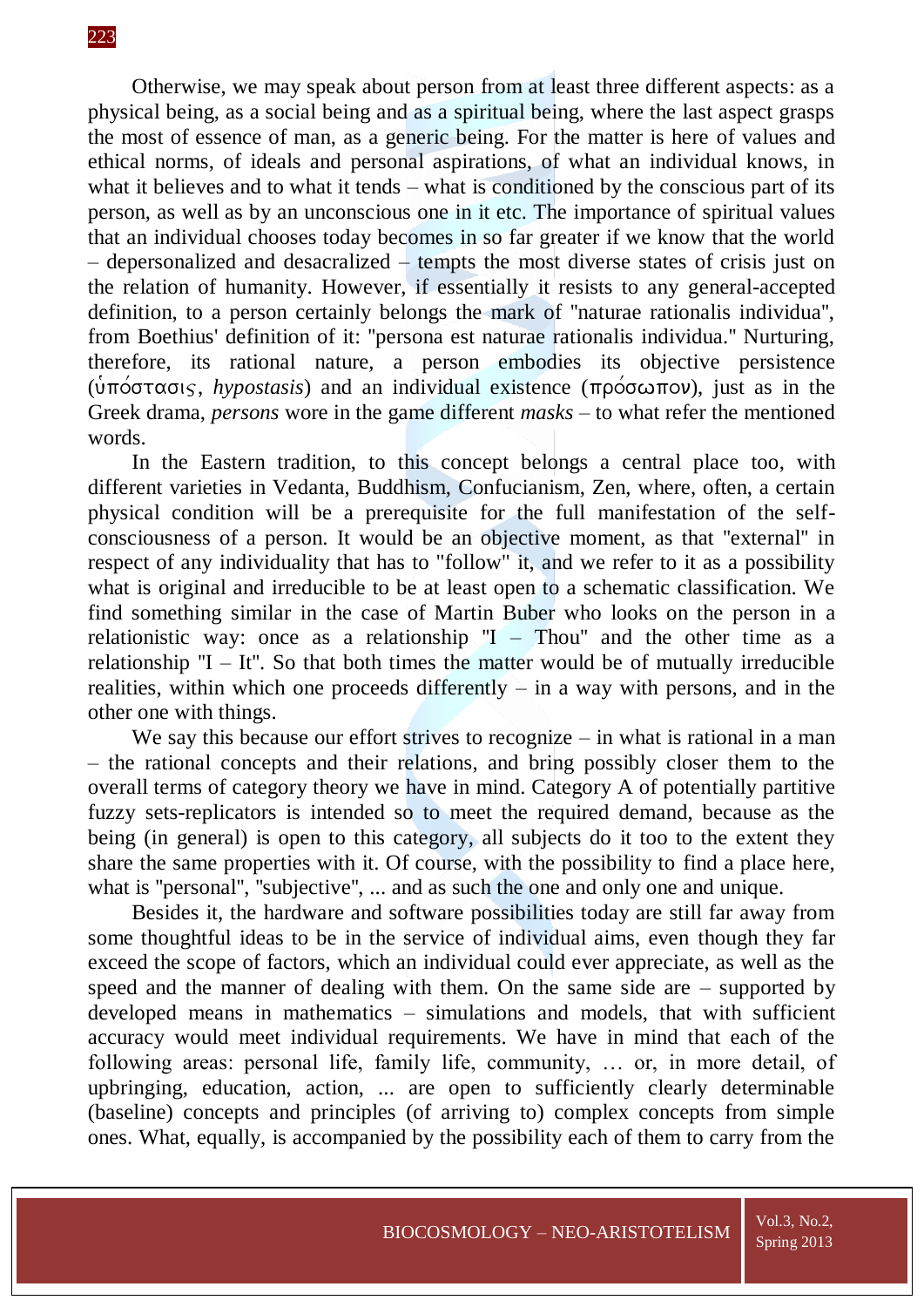Otherwise, we may speak about person from at least three different aspects: as a physical being, as a social being and as a spiritual being, where the last aspect grasps the most of essence of man, as a generic being. For the matter is here of values and ethical norms, of ideals and personal aspirations, of what an individual knows, in what it believes and to what it tends – what is conditioned by the conscious part of its person, as well as by an unconscious one in it etc. The importance of spiritual values that an individual chooses today becomes in so far greater if we know that the world – depersonalized and desacralized – tempts the most diverse states of crisis just on the relation of humanity. However, if essentially it resists to any general-accepted definition, to a person certainly belongs the mark of "naturae rationalis individua", from Boethius' definition of it: "persona est naturae rationalis individua." Nurturing, therefore, its rational nature, a person embodies its objective persistence (ὑπόστασις, *hypostasis*) and an individual existence (πρόσωπον), just as in the Greek drama, *persons* wore in the game different *masks* – to what refer the mentioned words.

In the Eastern tradition, to this concept belongs a central place too, with different varieties in Vedanta, Buddhism, Confucianism, Zen, where, often, a certain physical condition will be a prerequisite for the full manifestation of the self-consciousness of a person. It would be an objective moment, as that "external" in respect of any individuality that has to "follow" it, and we refer to it as a possibility what is original and irreducible to be at least open to a schematic classification. We find something similar in the case of Martin Buber who looks on the person in a relationistic way: once as a relationship "I – Thou" and the other time as a relationship "I – It". So that both times the matter would be of mutually irreducible realities, within which one proceeds differently – in a way with persons, and in the other one with things.

We say this because our effort strives to recognize – in what is rational in a man – the rational concepts and their relations, and bring possibly closer them to the overall terms of category theory we have in mind. Category A of potentially partitive fuzzy sets-replicators is intended so to meet the required demand, because as the being (in general) is open to this category, all subjects do it too to the extent they share the same properties with it. Of course, with the possibility to find a place here, what is "personal", "subjective", ... and as such the one and only one and unique.

Besides it, the hardware and software possibilities today are still far away from some thoughtful ideas to be in the service of individual aims, even though they far exceed the scope of factors, which an individual could ever appreciate, as well as the speed and the manner of dealing with them. On the same side are – supported by developed means in mathematics – simulations and models, that with sufficient accuracy would meet individual requirements. We have in mind that each of the following areas: personal life, family life, community, … or, in more detail, of upbringing, education, action, ... are open to sufficiently clearly determinable (baseline) concepts and principles (of arriving to) complex concepts from simple ones. What, equally, is accompanied by the possibility each of them to carry from the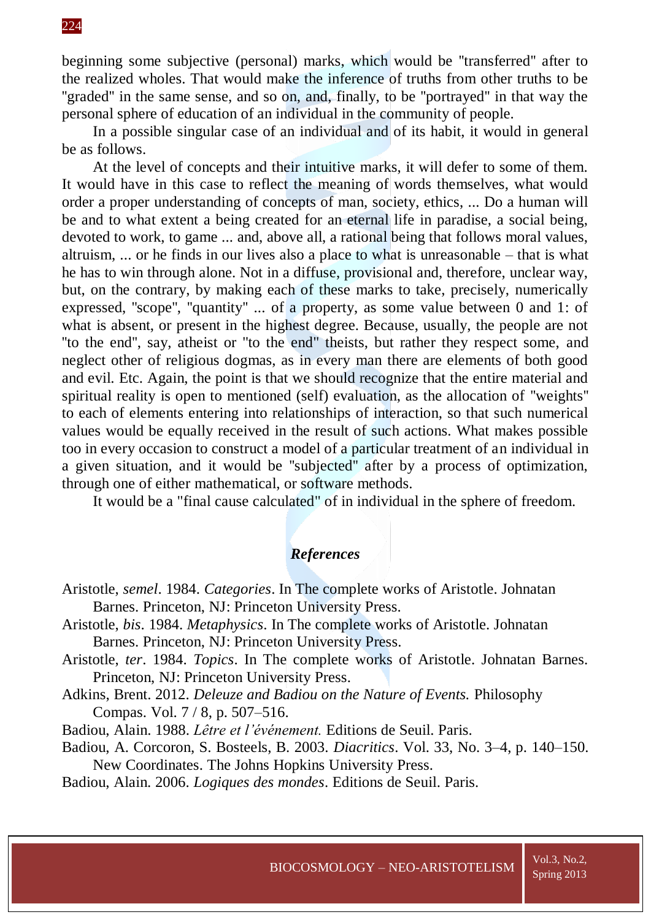beginning some subjective (personal) marks, which would be "transferred" after to the realized wholes. That would make the inference of truths from other truths to be "graded" in the same sense, and so on, and, finally, to be "portrayed" in that way the personal sphere of education of an individual in the community of people.

In a possible singular case of an individual and of its habit, it would in general be as follows.

At the level of concepts and their intuitive marks, it will defer to some of them. It would have in this case to reflect the meaning of words themselves, what would order a proper understanding of concepts of man, society, ethics, ... Do a human will be and to what extent a being created for an eternal life in paradise, a social being, devoted to work, to game ... and, above all, a rational being that follows moral values, altruism, ... or he finds in our lives also a place to what is unreasonable – that is what he has to win through alone. Not in a diffuse, provisional and, therefore, unclear way, but, on the contrary, by making each of these marks to take, precisely, numerically expressed, "scope", "quantity" ... of a property, as some value between 0 and 1: of what is absent, or present in the highest degree. Because, usually, the people are not "to the end", say, atheist or "to the end" theists, but rather they respect some, and neglect other of religious dogmas, as in every man there are elements of both good and evil. Etc. Again, the point is that we should recognize that the entire material and spiritual reality is open to mentioned (self) evaluation, as the allocation of "weights" to each of elements entering into relationships of interaction, so that such numerical values would be equally received in the result of such actions. What makes possible too in every occasion to construct a model of a particular treatment of an individual in a given situation, and it would be "subjected" after by a process of optimization, through one of either mathematical, or software methods.

It would be a "final cause calculated" of in individual in the sphere of freedom.

## *References*

Aristotle, *semel*. 1984. *Categories*. In The complete works of Aristotle. Johnatan Barnes. Princeton, NJ: Princeton University Press.

Aristotle, *bis*. 1984. *Metaphysics*. In The complete works of Aristotle. Johnatan Barnes. Princeton, NJ: Princeton University Press.

Aristotle, *ter*. 1984. *Topics*. In The complete works of Aristotle. Johnatan Barnes. Princeton, NJ: Princeton University Press.

Adkins, Brent. 2012. *Deleuze and Badiou on the Nature of Events.* Philosophy Compas. Vol. 7 / 8, p. 507–516.

Badiou, Alain. 1988. *Lêtre et l'événement.* Editions de Seuil. Paris.

Badiou, A. Corcoron, S. Bosteels, B. 2003. *Diacritics*. Vol. 33, No. 3–4, p. 140–150. New Coordinates. The Johns Hopkins University Press.

Badiou, Alain. 2006. *Logiques des mondes*. Editions de Seuil. Paris.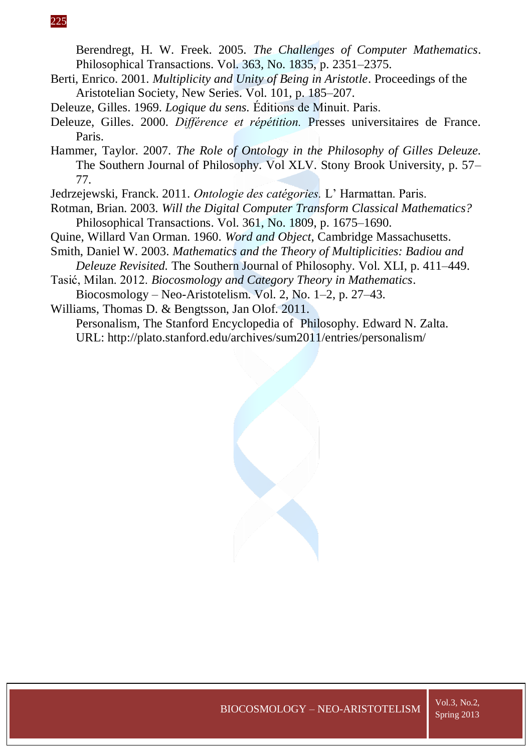Berendregt, H. W. Freek. 2005. *The Challenges of Computer Mathematics*. Philosophical Transactions. Vol. 363, No. 1835, p. 2351–2375.

Berti, Enrico. 2001. *Multiplicity and Unity of Being in Aristotle*. Proceedings of the Aristotelian Society, New Series. Vol. 101, p. 185–207.

Deleuze, Gilles. 1969. *Logique du sens.* Éditions de Minuit. Paris.

Deleuze, Gilles. 2000. *Différence et répétition.* Presses universitaires de France. Paris.

Hammer, Taylor. 2007. *The Role of Ontology in the Philosophy of Gilles Deleuze.* The Southern Journal of Philosophy. Vol XLV. Stony Brook University, p. 57–77.

Jedrzejewski, Franck. 2011. *Ontologie des catégories.* L' Harmattan. Paris.

Rotman, Brian. 2003. *Will the Digital Computer Transform Classical Mathematics?* Philosophical Transactions. Vol. 361, No. 1809, p. 1675–1690.

Quine, Willard Van Orman. 1960. *Word and Object*, Cambridge Massachusetts.

Smith, Daniel W. 2003. *Mathematics and the Theory of Multiplicities: Badiou and Deleuze Revisited.* The Southern Journal of Philosophy. Vol. XLI, p. 411–449.

Tasić, Milan. 2012. *Biocosmology and Category Theory in Mathematics*. Biocosmology – Neo-Aristotelism. Vol. 2, No. 1–2, p. 27–43.

Williams, Thomas D. & Bengtsson, Jan Olof. 2011. Personalism, The Stanford Encyclopedia of Philosophy. Edward N. Zalta. URL: http://plato.stanford.edu/archives/sum2011/entries/personalism/